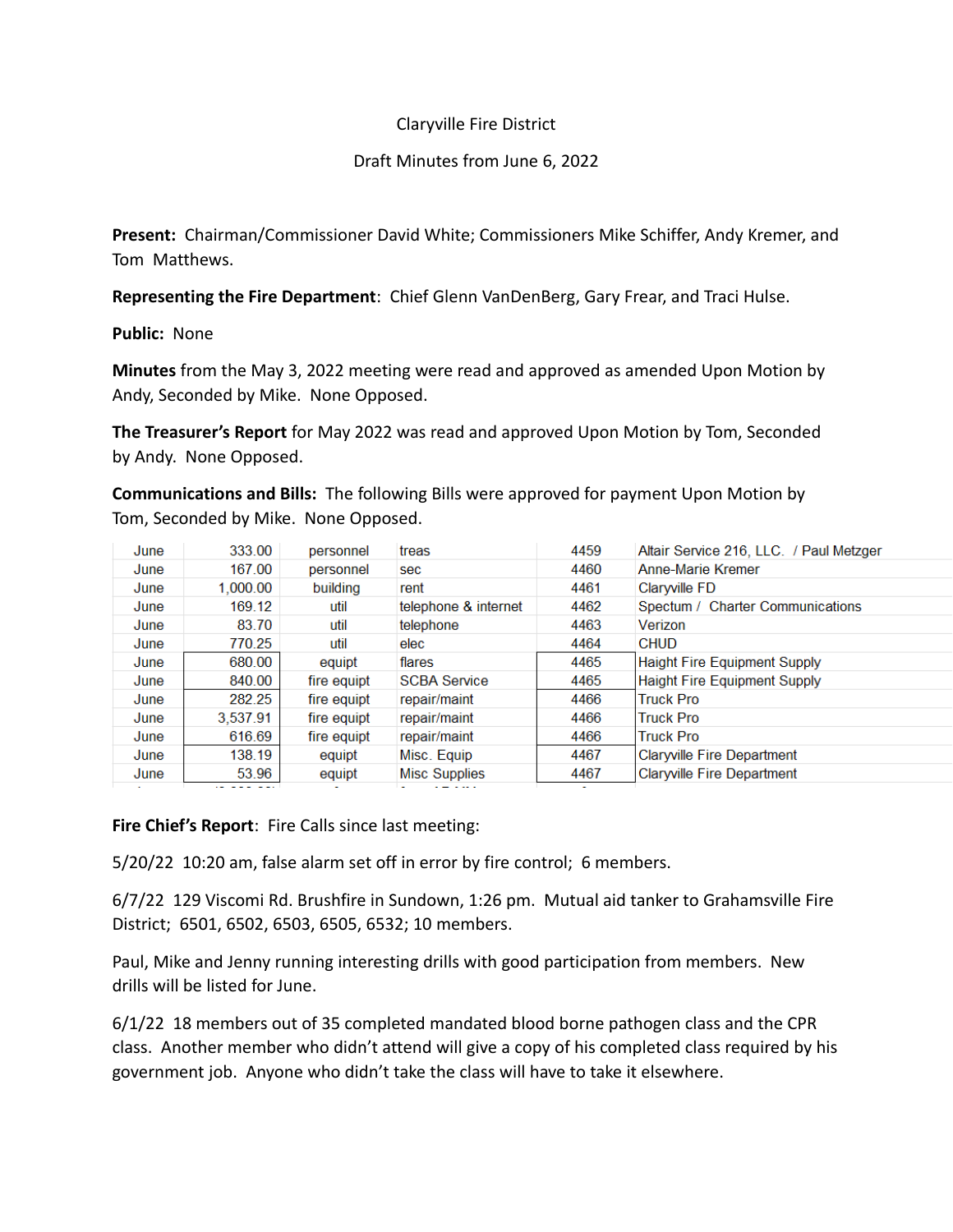Claryville Fire District

Draft Minutes from June 6, 2022

**Present:** Chairman/Commissioner David White; Commissioners Mike Schiffer, Andy Kremer, and Tom Matthews.

**Representing the Fire Department**: Chief Glenn VanDenBerg, Gary Frear, and Traci Hulse.

**Public:** None

**Minutes** from the May 3, 2022 meeting were read and approved as amended Upon Motion by Andy, Seconded by Mike. None Opposed.

**The Treasurer's Report** for May 2022 was read and approved Upon Motion by Tom, Seconded by Andy. None Opposed.

**Communications and Bills:** The following Bills were approved for payment Upon Motion by Tom, Seconded by Mike. None Opposed.

| | | | | | |
|---|---|---|---|---|---|
| June | 333.00 | personnel | treas | 4459 | Altair Service 216, LLC. / Paul Metzger |
| June | 167.00 | personnel | sec | 4460 | Anne-Marie Kremer |
| June | 1,000.00 | building | rent | 4461 | Claryville FD |
| June | 169.12 | util | telephone & internet | 4462 | Spectum / Charter Communications |
| June | 83.70 | util | telephone | 4463 | Verizon |
| June | 770.25 | util | elec | 4464 | CHUD |
| June | 680.00 | equipt | flares | 4465 | Haight Fire Equipment Supply |
| June | 840.00 | fire equipt | SCBA Service | 4465 | Haight Fire Equipment Supply |
| June | 282.25 | fire equipt | repair/maint | 4466 | Truck Pro |
| June | 3,537.91 | fire equipt | repair/maint | 4466 | Truck Pro |
| June | 616.69 | fire equipt | repair/maint | 4466 | Truck Pro |
| June | 138.19 | equipt | Misc. Equip | 4467 | Claryville Fire Department |
| June | 53.96 | equipt | Misc Supplies | 4467 | Claryville Fire Department |

**Fire Chief's Report**: Fire Calls since last meeting:

5/20/22 10:20 am, false alarm set off in error by fire control; 6 members.

6/7/22 129 Viscomi Rd. Brushfire in Sundown, 1:26 pm. Mutual aid tanker to Grahamsville Fire District; 6501, 6502, 6503, 6505, 6532; 10 members.

Paul, Mike and Jenny running interesting drills with good participation from members. New drills will be listed for June.

6/1/22 18 members out of 35 completed mandated blood borne pathogen class and the CPR class. Another member who didn't attend will give a copy of his completed class required by his government job. Anyone who didn't take the class will have to take it elsewhere.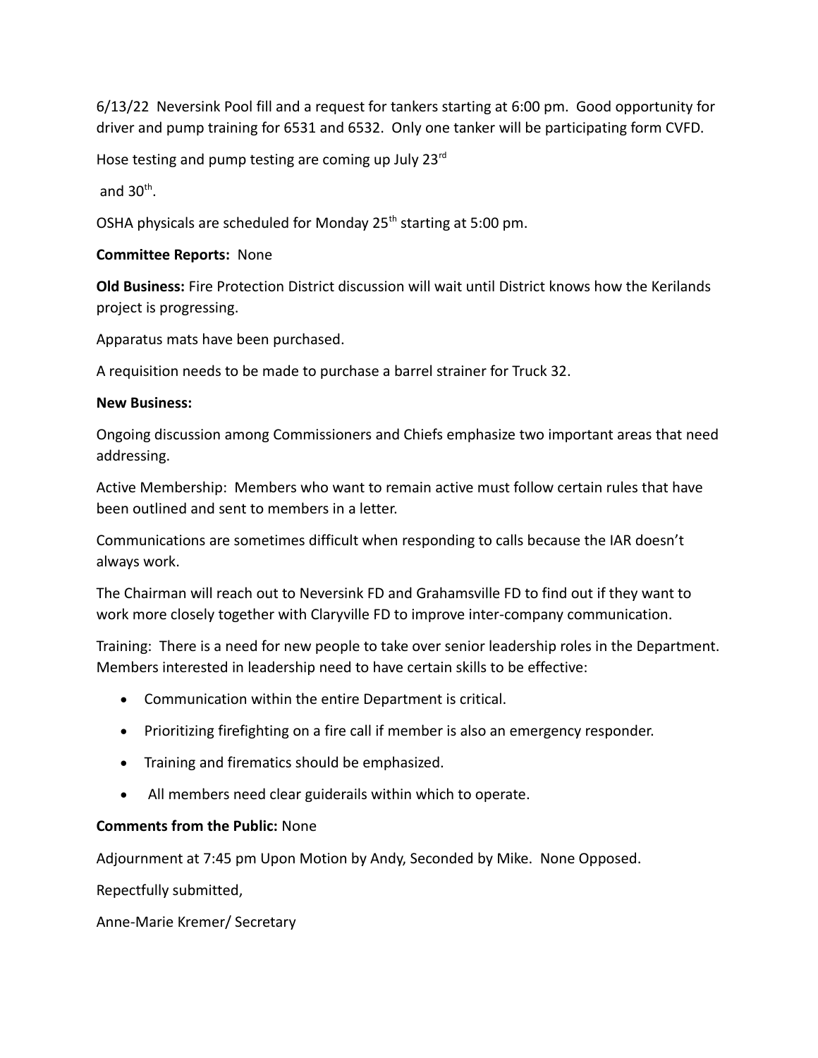6/13/22 Neversink Pool fill and a request for tankers starting at 6:00 pm. Good opportunity for driver and pump training for 6531 and 6532. Only one tanker will be participating form CVFD.

Hose testing and pump testing are coming up July 23rd

and 30th.

OSHA physicals are scheduled for Monday 25th starting at 5:00 pm.

**Committee Reports:** None

**Old Business:** Fire Protection District discussion will wait until District knows how the Kerilands project is progressing.

Apparatus mats have been purchased.

A requisition needs to be made to purchase a barrel strainer for Truck 32.

**New Business:**

Ongoing discussion among Commissioners and Chiefs emphasize two important areas that need addressing.

Active Membership: Members who want to remain active must follow certain rules that have been outlined and sent to members in a letter.

Communications are sometimes difficult when responding to calls because the IAR doesn't always work.

The Chairman will reach out to Neversink FD and Grahamsville FD to find out if they want to work more closely together with Claryville FD to improve inter-company communication.

Training: There is a need for new people to take over senior leadership roles in the Department. Members interested in leadership need to have certain skills to be effective:

- Communication within the entire Department is critical.
- Prioritizing firefighting on a fire call if member is also an emergency responder.
- Training and firematics should be emphasized.
- All members need clear guiderails within which to operate.

**Comments from the Public:** None

Adjournment at 7:45 pm Upon Motion by Andy, Seconded by Mike. None Opposed.

Repectfully submitted,

Anne-Marie Kremer/ Secretary